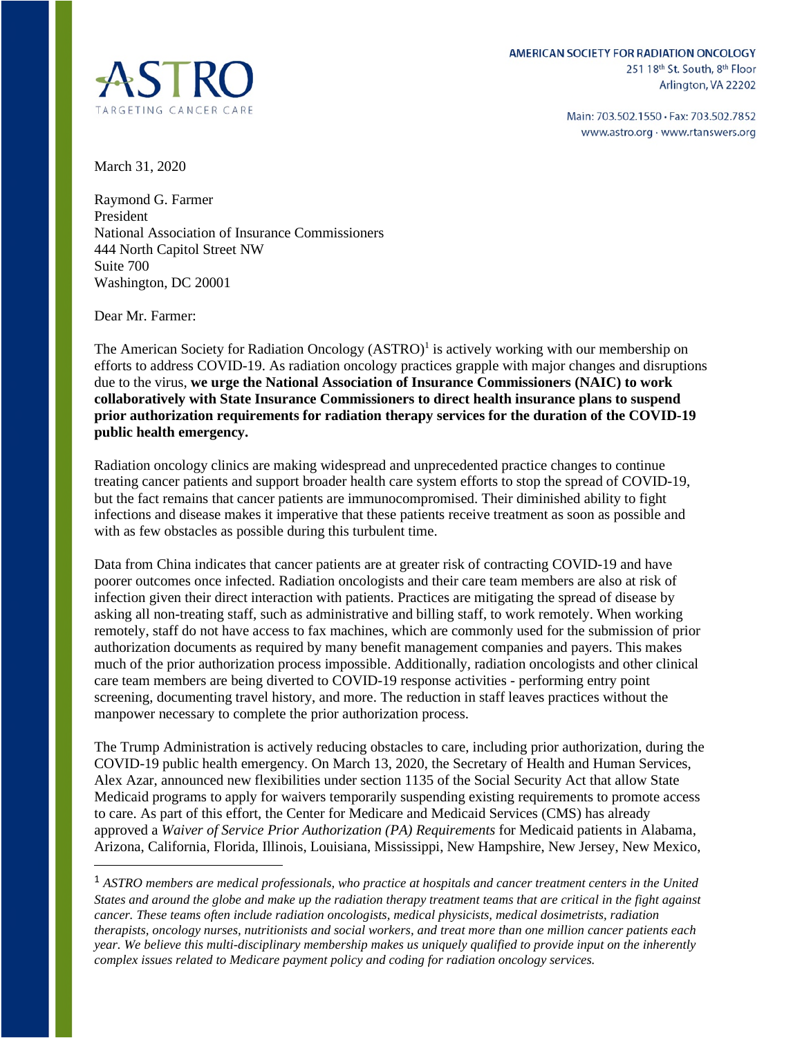ASTRO

TARGETING CANCER CARE

AMERICAN SOCIETY FOR RADIATION ONCOLOGY
251 18th St. South, 8th Floor
Arlington, VA 22202

Main: 703.502.1550 · Fax: 703.502.7852
www.astro.org · www.rtanswers.org

March 31, 2020

Raymond G. Farmer
President
National Association of Insurance Commissioners
444 North Capitol Street NW
Suite 700
Washington, DC 20001

Dear Mr. Farmer:

The American Society for Radiation Oncology (ASTRO)[1] is actively working with our membership on efforts to address COVID-19. As radiation oncology practices grapple with major changes and disruptions due to the virus, **we urge the National Association of Insurance Commissioners (NAIC) to work collaboratively with State Insurance Commissioners to direct health insurance plans to suspend prior authorization requirements for radiation therapy services for the duration of the COVID-19 public health emergency.**

Radiation oncology clinics are making widespread and unprecedented practice changes to continue treating cancer patients and support broader health care system efforts to stop the spread of COVID-19, but the fact remains that cancer patients are immunocompromised. Their diminished ability to fight infections and disease makes it imperative that these patients receive treatment as soon as possible and with as few obstacles as possible during this turbulent time.

Data from China indicates that cancer patients are at greater risk of contracting COVID-19 and have poorer outcomes once infected. Radiation oncologists and their care team members are also at risk of infection given their direct interaction with patients. Practices are mitigating the spread of disease by asking all non-treating staff, such as administrative and billing staff, to work remotely. When working remotely, staff do not have access to fax machines, which are commonly used for the submission of prior authorization documents as required by many benefit management companies and payers. This makes much of the prior authorization process impossible. Additionally, radiation oncologists and other clinical care team members are being diverted to COVID-19 response activities - performing entry point screening, documenting travel history, and more. The reduction in staff leaves practices without the manpower necessary to complete the prior authorization process.

The Trump Administration is actively reducing obstacles to care, including prior authorization, during the COVID-19 public health emergency. On March 13, 2020, the Secretary of Health and Human Services, Alex Azar, announced new flexibilities under section 1135 of the Social Security Act that allow State Medicaid programs to apply for waivers temporarily suspending existing requirements to promote access to care. As part of this effort, the Center for Medicare and Medicaid Services (CMS) has already approved a *Waiver of Service Prior Authorization (PA) Requirements* for Medicaid patients in Alabama, Arizona, California, Florida, Illinois, Louisiana, Mississippi, New Hampshire, New Jersey, New Mexico,

---

[1] *ASTRO members are medical professionals, who practice at hospitals and cancer treatment centers in the United States and around the globe and make up the radiation therapy treatment teams that are critical in the fight against cancer. These teams often include radiation oncologists, medical physicists, medical dosimetrists, radiation therapists, oncology nurses, nutritionists and social workers, and treat more than one million cancer patients each year. We believe this multi-disciplinary membership makes us uniquely qualified to provide input on the inherently complex issues related to Medicare payment policy and coding for radiation oncology services.*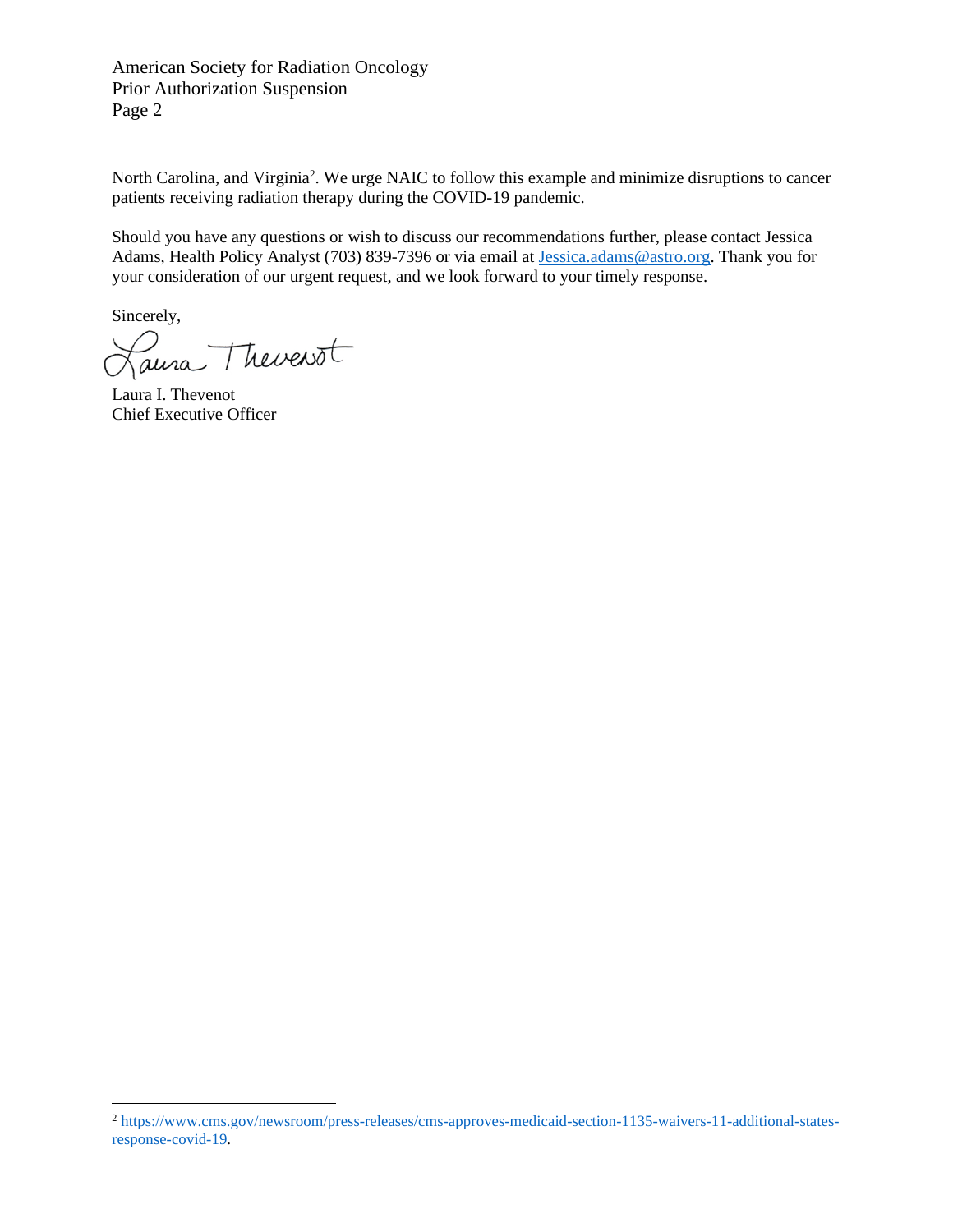North Carolina, and Virginia[2]. We urge NAIC to follow this example and minimize disruptions to cancer patients receiving radiation therapy during the COVID-19 pandemic.

Should you have any questions or wish to discuss our recommendations further, please contact Jessica Adams, Health Policy Analyst (703) 839-7396 or via email at Jessica.adams@astro.org. Thank you for your consideration of our urgent request, and we look forward to your timely response.

Sincerely,

Laura Thevenot

Laura I. Thevenot
Chief Executive Officer

---

[2] https://www.cms.gov/newsroom/press-releases/cms-approves-medicaid-section-1135-waivers-11-additional-states-response-covid-19.